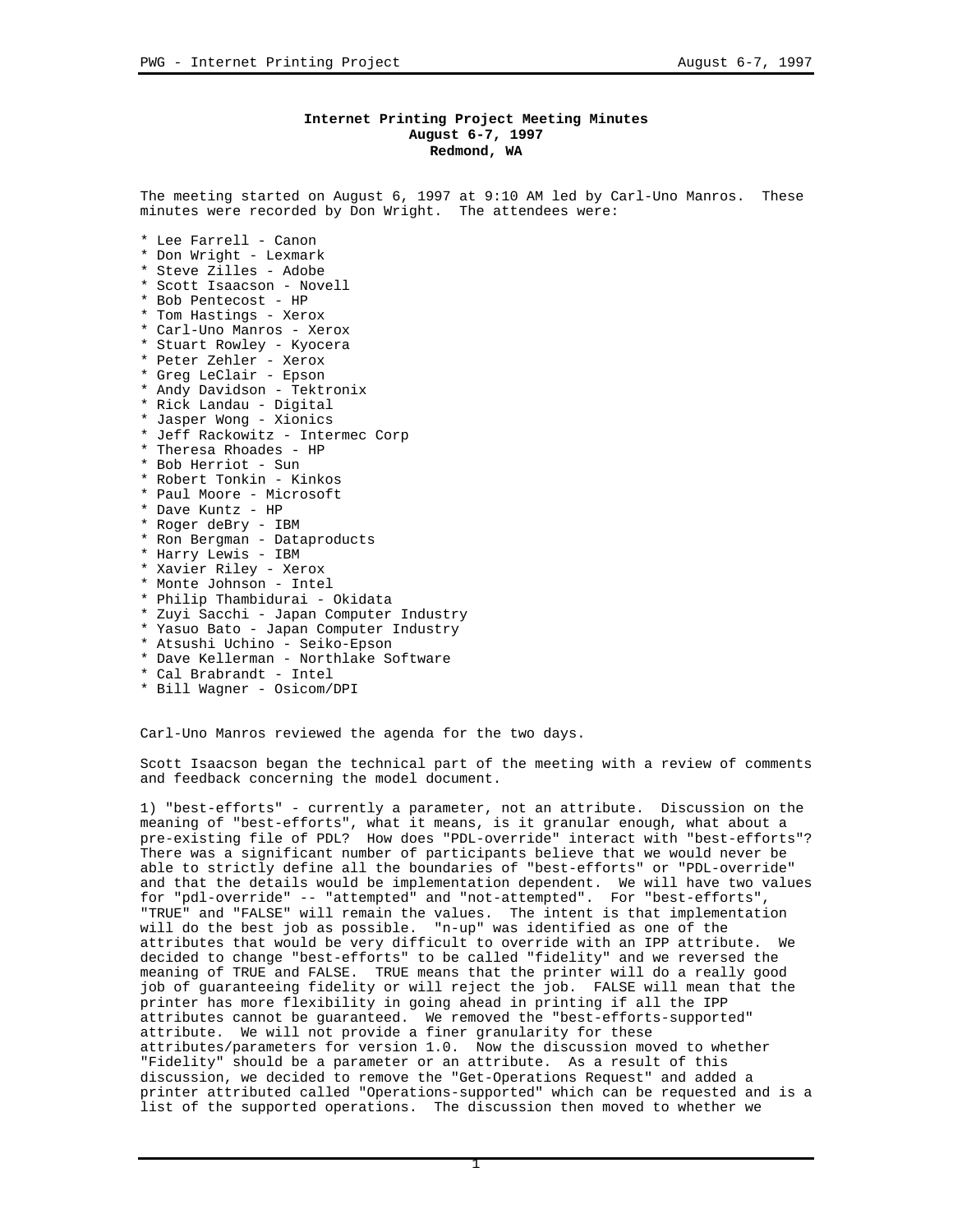**Internet Printing Project Meeting Minutes**
**August 6-7, 1997**
**Redmond, WA**

The meeting started on August 6, 1997 at 9:10 AM led by Carl-Uno Manros. These minutes were recorded by Don Wright. The attendees were:

* Lee Farrell - Canon
* Don Wright - Lexmark
* Steve Zilles - Adobe
* Scott Isaacson - Novell
* Bob Pentecost - HP
* Tom Hastings - Xerox
* Carl-Uno Manros - Xerox
* Stuart Rowley - Kyocera
* Peter Zehler - Xerox
* Greg LeClair - Epson
* Andy Davidson - Tektronix
* Rick Landau - Digital
* Jasper Wong - Xionics
* Jeff Rackowitz - Intermec Corp
* Theresa Rhoades - HP
* Bob Herriot - Sun
* Robert Tonkin - Kinkos
* Paul Moore - Microsoft
* Dave Kuntz - HP
* Roger deBry - IBM
* Ron Bergman - Dataproducts
* Harry Lewis - IBM
* Xavier Riley - Xerox
* Monte Johnson - Intel
* Philip Thambidurai - Okidata
* Zuyi Sacchi - Japan Computer Industry
* Yasuo Bato - Japan Computer Industry
* Atsushi Uchino - Seiko-Epson
* Dave Kellerman - Northlake Software
* Cal Brabrandt - Intel
* Bill Wagner - Osicom/DPI

Carl-Uno Manros reviewed the agenda for the two days.

Scott Isaacson began the technical part of the meeting with a review of comments and feedback concerning the model document.

1) "best-efforts" - currently a parameter, not an attribute. Discussion on the meaning of "best-efforts", what it means, is it granular enough, what about a pre-existing file of PDL? How does "PDL-override" interact with "best-efforts"? There was a significant number of participants believe that we would never be able to strictly define all the boundaries of "best-efforts" or "PDL-override" and that the details would be implementation dependent. We will have two values for "pdl-override" -- "attempted" and "not-attempted". For "best-efforts", "TRUE" and "FALSE" will remain the values. The intent is that implementation will do the best job as possible. "n-up" was identified as one of the attributes that would be very difficult to override with an IPP attribute. We decided to change "best-efforts" to be called "fidelity" and we reversed the meaning of TRUE and FALSE. TRUE means that the printer will do a really good job of guaranteeing fidelity or will reject the job. FALSE will mean that the printer has more flexibility in going ahead in printing if all the IPP attributes cannot be guaranteed. We removed the "best-efforts-supported" attribute. We will not provide a finer granularity for these attributes/parameters for version 1.0. Now the discussion moved to whether "Fidelity" should be a parameter or an attribute. As a result of this discussion, we decided to remove the "Get-Operations Request" and added a printer attributed called "Operations-supported" which can be requested and is a list of the supported operations. The discussion then moved to whether we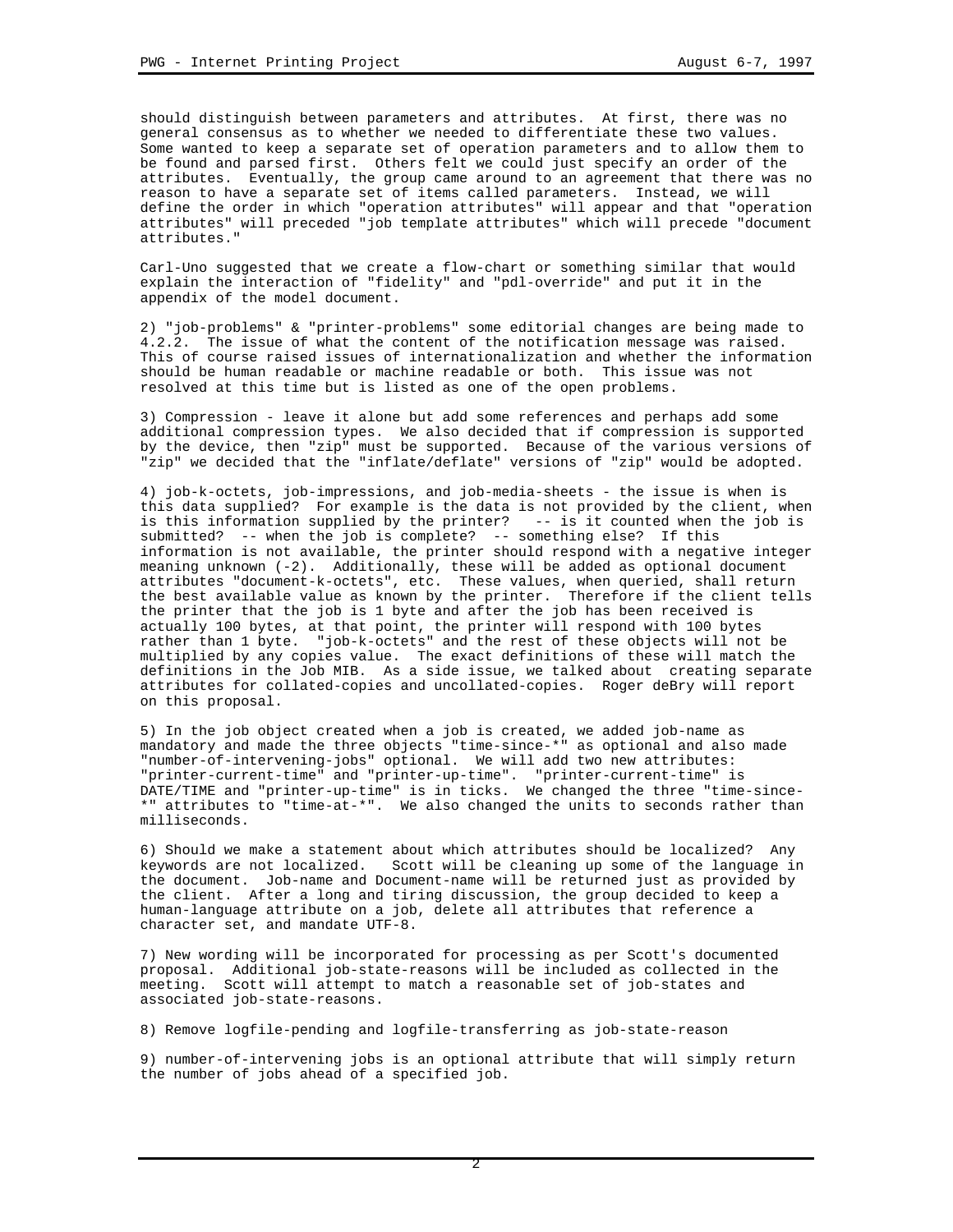should distinguish between parameters and attributes. At first, there was no general consensus as to whether we needed to differentiate these two values. Some wanted to keep a separate set of operation parameters and to allow them to be found and parsed first. Others felt we could just specify an order of the attributes. Eventually, the group came around to an agreement that there was no reason to have a separate set of items called parameters. Instead, we will define the order in which "operation attributes" will appear and that "operation attributes" will preceded "job template attributes" which will precede "document attributes."

Carl-Uno suggested that we create a flow-chart or something similar that would explain the interaction of "fidelity" and "pdl-override" and put it in the appendix of the model document.

2) "job-problems" & "printer-problems" some editorial changes are being made to 4.2.2. The issue of what the content of the notification message was raised. This of course raised issues of internationalization and whether the information should be human readable or machine readable or both. This issue was not resolved at this time but is listed as one of the open problems.

3) Compression - leave it alone but add some references and perhaps add some additional compression types. We also decided that if compression is supported by the device, then "zip" must be supported. Because of the various versions of "zip" we decided that the "inflate/deflate" versions of "zip" would be adopted.

4) job-k-octets, job-impressions, and job-media-sheets - the issue is when is this data supplied? For example is the data is not provided by the client, when is this information supplied by the printer? -- is it counted when the job is submitted? -- when the job is complete? -- something else? If this information is not available, the printer should respond with a negative integer meaning unknown (-2). Additionally, these will be added as optional document attributes "document-k-octets", etc. These values, when queried, shall return the best available value as known by the printer. Therefore if the client tells the printer that the job is 1 byte and after the job has been received is actually 100 bytes, at that point, the printer will respond with 100 bytes rather than 1 byte. "job-k-octets" and the rest of these objects will not be multiplied by any copies value. The exact definitions of these will match the definitions in the Job MIB. As a side issue, we talked about creating separate attributes for collated-copies and uncollated-copies. Roger deBry will report on this proposal.

5) In the job object created when a job is created, we added job-name as mandatory and made the three objects "time-since-*" as optional and also made "number-of-intervening-jobs" optional. We will add two new attributes: "printer-current-time" and "printer-up-time". "printer-current-time" is DATE/TIME and "printer-up-time" is in ticks. We changed the three "time-since-*" attributes to "time-at-*". We also changed the units to seconds rather than milliseconds.

6) Should we make a statement about which attributes should be localized? Any keywords are not localized. Scott will be cleaning up some of the language in the document. Job-name and Document-name will be returned just as provided by the client. After a long and tiring discussion, the group decided to keep a human-language attribute on a job, delete all attributes that reference a character set, and mandate UTF-8.

7) New wording will be incorporated for processing as per Scott's documented proposal. Additional job-state-reasons will be included as collected in the meeting. Scott will attempt to match a reasonable set of job-states and associated job-state-reasons.

8) Remove logfile-pending and logfile-transferring as job-state-reason

9) number-of-intervening jobs is an optional attribute that will simply return the number of jobs ahead of a specified job.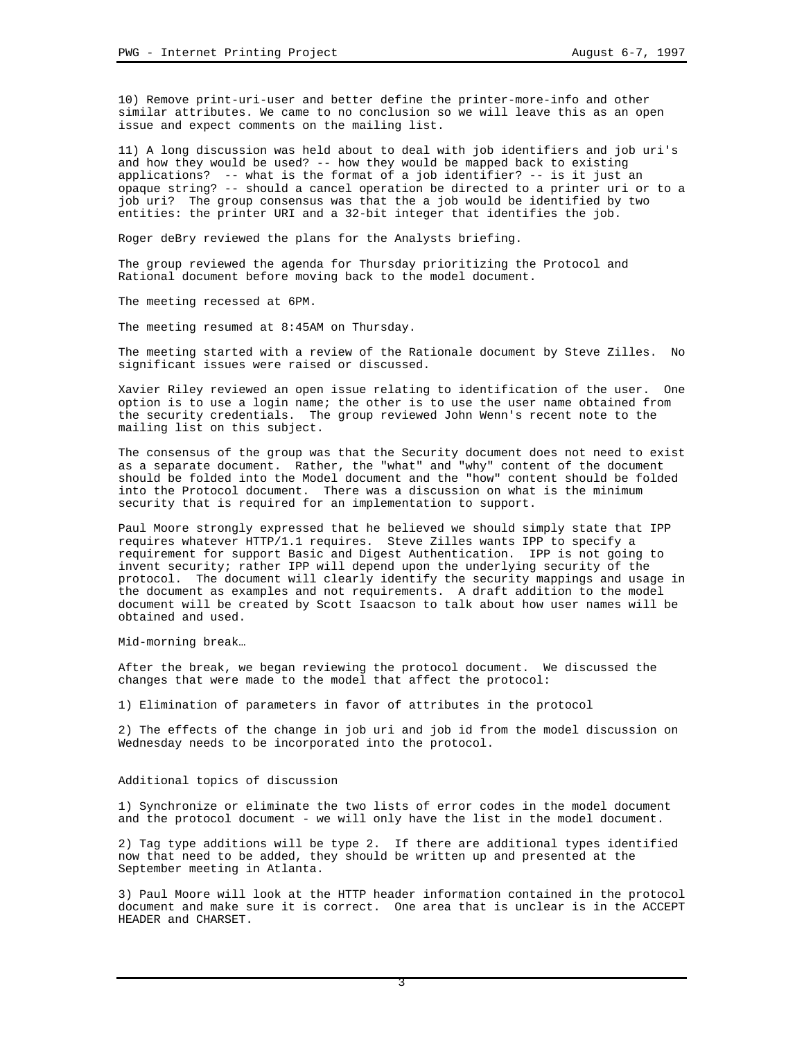10) Remove print-uri-user and better define the printer-more-info and other similar attributes. We came to no conclusion so we will leave this as an open issue and expect comments on the mailing list.

11) A long discussion was held about to deal with job identifiers and job uri's and how they would be used? -- how they would be mapped back to existing applications? -- what is the format of a job identifier? -- is it just an opaque string? -- should a cancel operation be directed to a printer uri or to a job uri? The group consensus was that the a job would be identified by two entities: the printer URI and a 32-bit integer that identifies the job.

Roger deBry reviewed the plans for the Analysts briefing.

The group reviewed the agenda for Thursday prioritizing the Protocol and Rational document before moving back to the model document.

The meeting recessed at 6PM.

The meeting resumed at 8:45AM on Thursday.

The meeting started with a review of the Rationale document by Steve Zilles. No significant issues were raised or discussed.

Xavier Riley reviewed an open issue relating to identification of the user. One option is to use a login name; the other is to use the user name obtained from the security credentials. The group reviewed John Wenn's recent note to the mailing list on this subject.

The consensus of the group was that the Security document does not need to exist as a separate document. Rather, the "what" and "why" content of the document should be folded into the Model document and the "how" content should be folded into the Protocol document. There was a discussion on what is the minimum security that is required for an implementation to support.

Paul Moore strongly expressed that he believed we should simply state that IPP requires whatever HTTP/1.1 requires. Steve Zilles wants IPP to specify a requirement for support Basic and Digest Authentication. IPP is not going to invent security; rather IPP will depend upon the underlying security of the protocol. The document will clearly identify the security mappings and usage in the document as examples and not requirements. A draft addition to the model document will be created by Scott Isaacson to talk about how user names will be obtained and used.

Mid-morning break…

After the break, we began reviewing the protocol document. We discussed the changes that were made to the model that affect the protocol:

1) Elimination of parameters in favor of attributes in the protocol

2) The effects of the change in job uri and job id from the model discussion on Wednesday needs to be incorporated into the protocol.

Additional topics of discussion

1) Synchronize or eliminate the two lists of error codes in the model document and the protocol document - we will only have the list in the model document.

2) Tag type additions will be type 2. If there are additional types identified now that need to be added, they should be written up and presented at the September meeting in Atlanta.

3) Paul Moore will look at the HTTP header information contained in the protocol document and make sure it is correct. One area that is unclear is in the ACCEPT HEADER and CHARSET.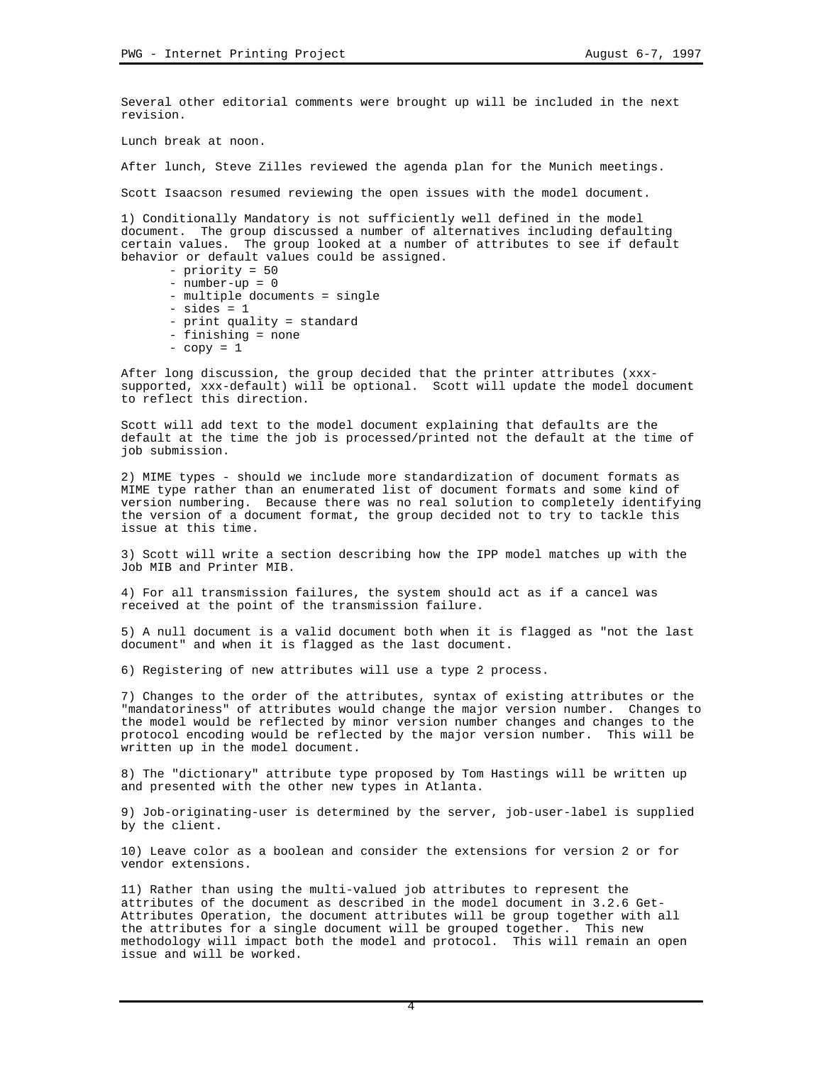Several other editorial comments were brought up will be included in the next revision.

Lunch break at noon.

After lunch, Steve Zilles reviewed the agenda plan for the Munich meetings.

Scott Isaacson resumed reviewing the open issues with the model document.

1) Conditionally Mandatory is not sufficiently well defined in the model document. The group discussed a number of alternatives including defaulting certain values. The group looked at a number of attributes to see if default behavior or default values could be assigned.

- priority = 50
- number-up = 0
- multiple documents = single
- sides = 1
- print quality = standard
- finishing = none
- copy = 1

After long discussion, the group decided that the printer attributes (xxx-supported, xxx-default) will be optional. Scott will update the model document to reflect this direction.

Scott will add text to the model document explaining that defaults are the default at the time the job is processed/printed not the default at the time of job submission.

2) MIME types - should we include more standardization of document formats as MIME type rather than an enumerated list of document formats and some kind of version numbering. Because there was no real solution to completely identifying the version of a document format, the group decided not to try to tackle this issue at this time.

3) Scott will write a section describing how the IPP model matches up with the Job MIB and Printer MIB.

4) For all transmission failures, the system should act as if a cancel was received at the point of the transmission failure.

5) A null document is a valid document both when it is flagged as "not the last document" and when it is flagged as the last document.

6) Registering of new attributes will use a type 2 process.

7) Changes to the order of the attributes, syntax of existing attributes or the "mandatoriness" of attributes would change the major version number. Changes to the model would be reflected by minor version number changes and changes to the protocol encoding would be reflected by the major version number. This will be written up in the model document.

8) The "dictionary" attribute type proposed by Tom Hastings will be written up and presented with the other new types in Atlanta.

9) Job-originating-user is determined by the server, job-user-label is supplied by the client.

10) Leave color as a boolean and consider the extensions for version 2 or for vendor extensions.

11) Rather than using the multi-valued job attributes to represent the attributes of the document as described in the model document in 3.2.6 Get-Attributes Operation, the document attributes will be group together with all the attributes for a single document will be grouped together. This new methodology will impact both the model and protocol. This will remain an open issue and will be worked.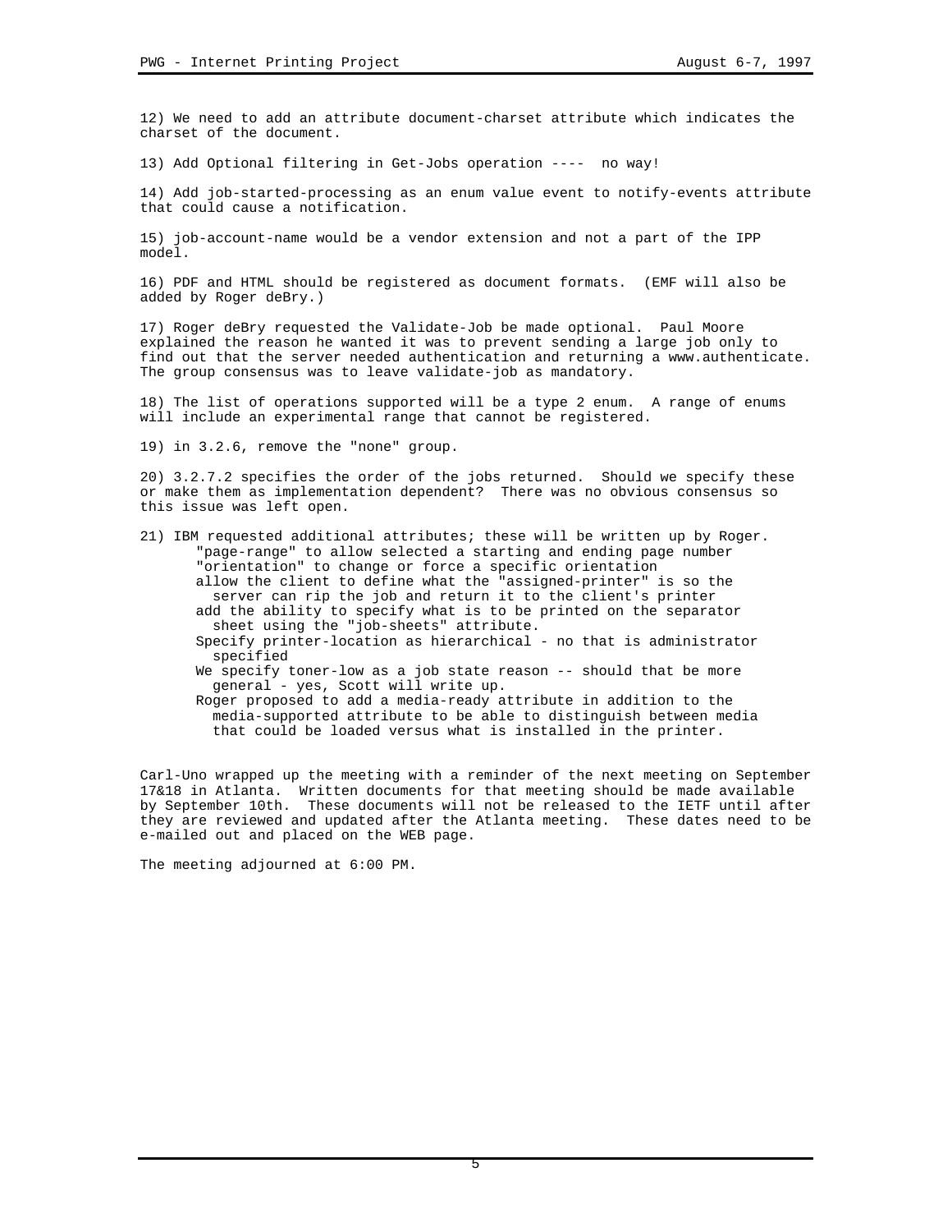12) We need to add an attribute document-charset attribute which indicates the charset of the document.

13) Add Optional filtering in Get-Jobs operation ---- no way!

14) Add job-started-processing as an enum value event to notify-events attribute that could cause a notification.

15) job-account-name would be a vendor extension and not a part of the IPP model.

16) PDF and HTML should be registered as document formats. (EMF will also be added by Roger deBry.)

17) Roger deBry requested the Validate-Job be made optional. Paul Moore explained the reason he wanted it was to prevent sending a large job only to find out that the server needed authentication and returning a www.authenticate. The group consensus was to leave validate-job as mandatory.

18) The list of operations supported will be a type 2 enum. A range of enums will include an experimental range that cannot be registered.

19) in 3.2.6, remove the "none" group.

20) 3.2.7.2 specifies the order of the jobs returned. Should we specify these or make them as implementation dependent? There was no obvious consensus so this issue was left open.

21) IBM requested additional attributes; these will be written up by Roger.
- "page-range" to allow selected a starting and ending page number
- "orientation" to change or force a specific orientation
- allow the client to define what the "assigned-printer" is so the server can rip the job and return it to the client's printer
- add the ability to specify what is to be printed on the separator sheet using the "job-sheets" attribute.
- Specify printer-location as hierarchical - no that is administrator specified
- We specify toner-low as a job state reason -- should that be more general - yes, Scott will write up.
- Roger proposed to add a media-ready attribute in addition to the media-supported attribute to be able to distinguish between media that could be loaded versus what is installed in the printer.

Carl-Uno wrapped up the meeting with a reminder of the next meeting on September 17&18 in Atlanta. Written documents for that meeting should be made available by September 10th. These documents will not be released to the IETF until after they are reviewed and updated after the Atlanta meeting. These dates need to be e-mailed out and placed on the WEB page.

The meeting adjourned at 6:00 PM.